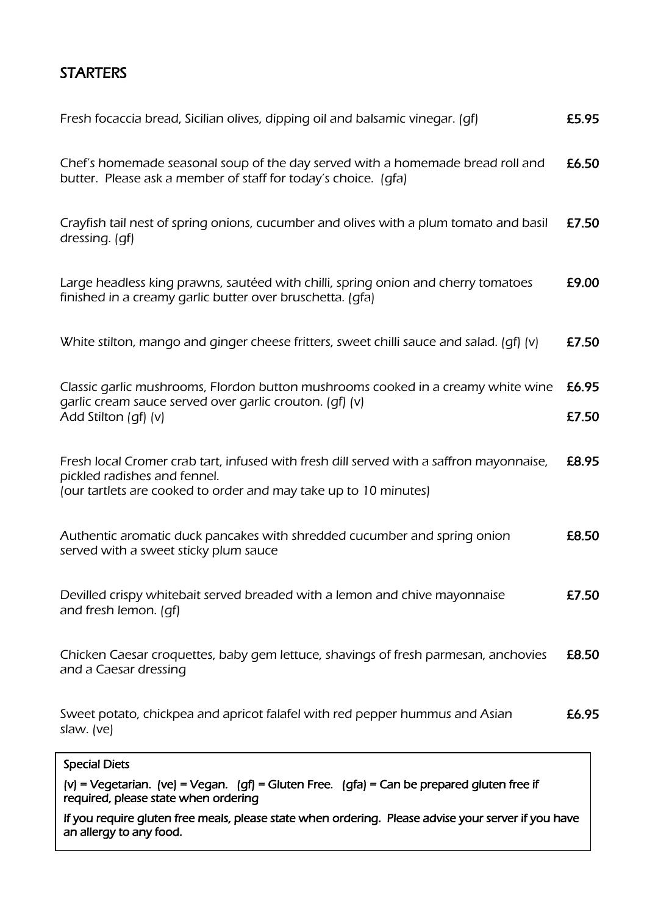## STARTERS

| | |
|---|---|
| Fresh focaccia bread, Sicilian olives, dipping oil and balsamic vinegar. (gf) | **£5.95** |
| Chef's homemade seasonal soup of the day served with a homemade bread roll and butter. Please ask a member of staff for today's choice. (gfa) | **£6.50** |
| Crayfish tail nest of spring onions, cucumber and olives with a plum tomato and basil dressing. (gf) | **£7.50** |
| Large headless king prawns, sautéed with chilli, spring onion and cherry tomatoes finished in a creamy garlic butter over bruschetta. (gfa) | **£9.00** |
| White stilton, mango and ginger cheese fritters, sweet chilli sauce and salad. (gf) (v) | **£7.50** |
| Classic garlic mushrooms, Flordon button mushrooms cooked in a creamy white wine garlic cream sauce served over garlic crouton. (gf) (v) | **£6.95** |
| Add Stilton (gf) (v) | **£7.50** |
| Fresh local Cromer crab tart, infused with fresh dill served with a saffron mayonnaise, pickled radishes and fennel. (our tartlets are cooked to order and may take up to 10 minutes) | **£8.95** |
| Authentic aromatic duck pancakes with shredded cucumber and spring onion served with a sweet sticky plum sauce | **£8.50** |
| Devilled crispy whitebait served breaded with a lemon and chive mayonnaise and fresh lemon. (gf) | **£7.50** |
| Chicken Caesar croquettes, baby gem lettuce, shavings of fresh parmesan, anchovies and a Caesar dressing | **£8.50** |
| Sweet potato, chickpea and apricot falafel with red pepper hummus and Asian slaw. (ve) | **£6.95** |

**Special Diets**

**(v) = Vegetarian. (ve) = Vegan. (gf) = Gluten Free. (gfa) = Can be prepared gluten free if required, please state when ordering**

**If you require gluten free meals, please state when ordering. Please advise your server if you have an allergy to any food.**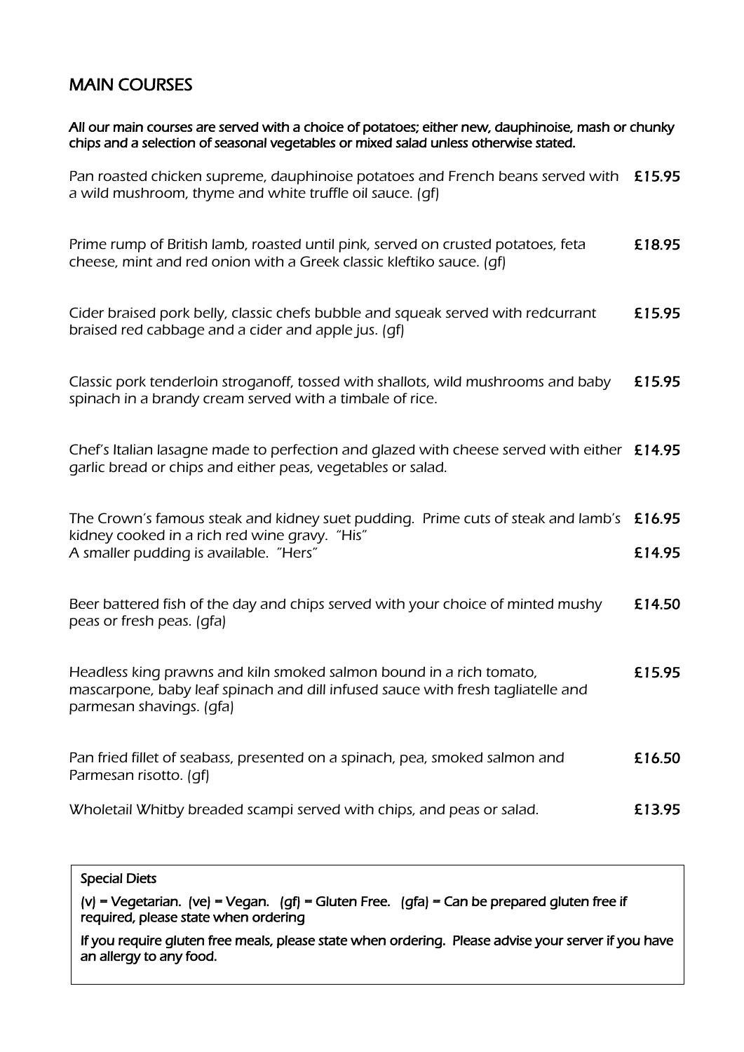## MAIN COURSES

**All our main courses are served with a choice of potatoes; either new, dauphinoise, mash or chunky chips and a selection of seasonal vegetables or mixed salad unless otherwise stated.**

| | |
|---|---|
| Pan roasted chicken supreme, dauphinoise potatoes and French beans served with a wild mushroom, thyme and white truffle oil sauce. (gf) | **£15.95** |
| Prime rump of British lamb, roasted until pink, served on crusted potatoes, feta cheese, mint and red onion with a Greek classic kleftiko sauce. (gf) | **£18.95** |
| Cider braised pork belly, classic chefs bubble and squeak served with redcurrant braised red cabbage and a cider and apple jus. (gf) | **£15.95** |
| Classic pork tenderloin stroganoff, tossed with shallots, wild mushrooms and baby spinach in a brandy cream served with a timbale of rice. | **£15.95** |
| Chef's Italian lasagne made to perfection and glazed with cheese served with either garlic bread or chips and either peas, vegetables or salad. | **£14.95** |
| The Crown's famous steak and kidney suet pudding. Prime cuts of steak and lamb's kidney cooked in a rich red wine gravy. "His" | **£16.95** |
| A smaller pudding is available. "Hers" | **£14.95** |
| Beer battered fish of the day and chips served with your choice of minted mushy peas or fresh peas. (gfa) | **£14.50** |
| Headless king prawns and kiln smoked salmon bound in a rich tomato, mascarpone, baby leaf spinach and dill infused sauce with fresh tagliatelle and parmesan shavings. (gfa) | **£15.95** |
| Pan fried fillet of seabass, presented on a spinach, pea, smoked salmon and Parmesan risotto. (gf) | **£16.50** |
| Wholetail Whitby breaded scampi served with chips, and peas or salad. | **£13.95** |

**Special Diets**

**(v) = Vegetarian. (ve) = Vegan. (gf) = Gluten Free. (gfa) = Can be prepared gluten free if required, please state when ordering**

**If you require gluten free meals, please state when ordering. Please advise your server if you have an allergy to any food.**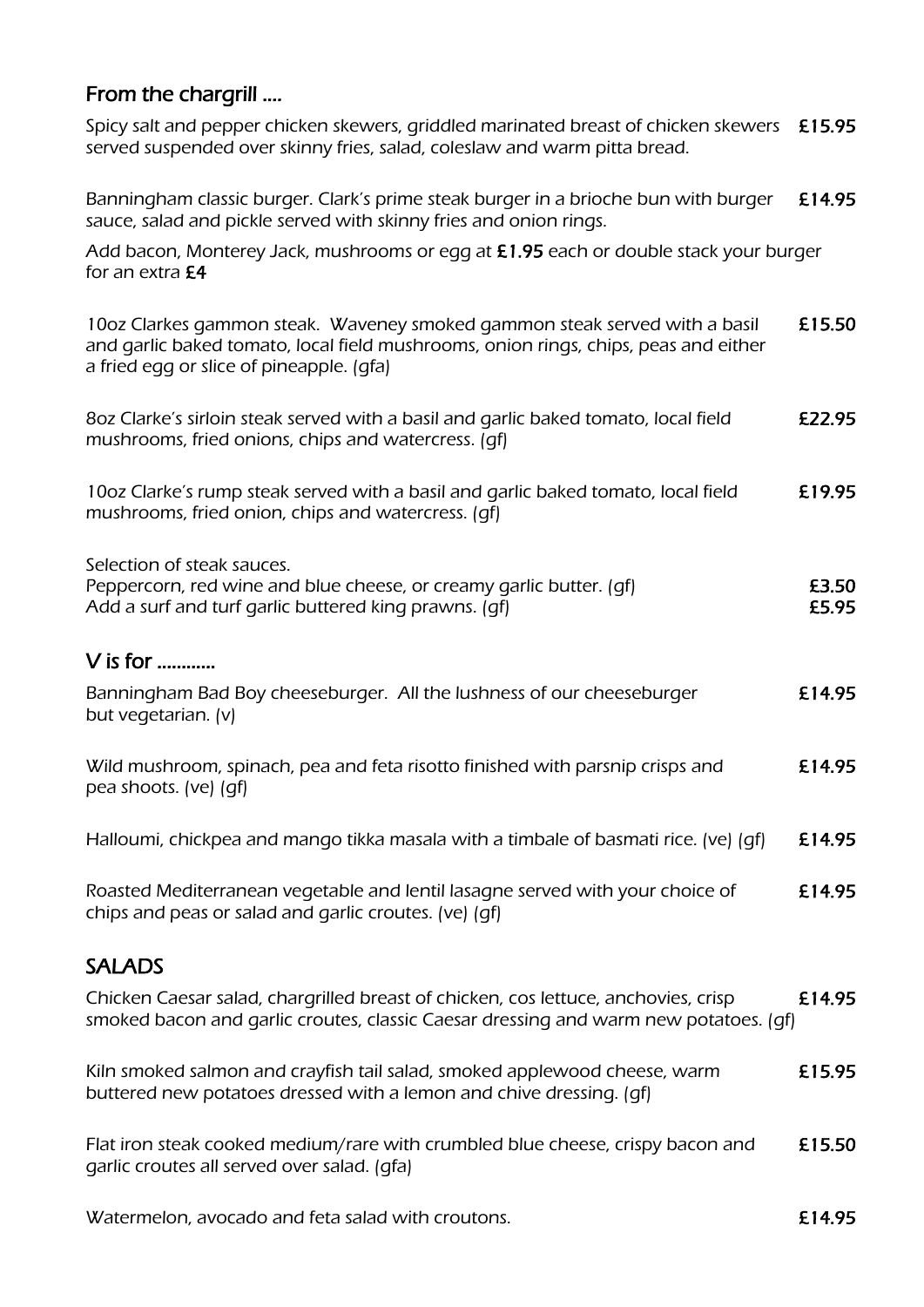## From the chargrill ....

*Spicy salt and pepper chicken skewers, griddled marinated breast of chicken skewers served suspended over skinny fries, salad, coleslaw and warm pitta bread.* **£15.95**

*Banningham classic burger. Clark's prime steak burger in a brioche bun with burger sauce, salad and pickle served with skinny fries and onion rings.* **£14.95**

*Add bacon, Monterey Jack, mushrooms or egg at* **£1.95** *each or double stack your burger for an extra* **£4**

*10oz Clarkes gammon steak. Waveney smoked gammon steak served with a basil and garlic baked tomato, local field mushrooms, onion rings, chips, peas and either a fried egg or slice of pineapple. (gfa)* **£15.50**

*8oz Clarke's sirloin steak served with a basil and garlic baked tomato, local field mushrooms, fried onions, chips and watercress. (gf)* **£22.95**

*10oz Clarke's rump steak served with a basil and garlic baked tomato, local field mushrooms, fried onion, chips and watercress. (gf)* **£19.95**

*Selection of steak sauces.*
*Peppercorn, red wine and blue cheese, or creamy garlic butter. (gf)* **£3.50**
*Add a surf and turf garlic buttered king prawns. (gf)* **£5.95**

## V is for ............

*Banningham Bad Boy cheeseburger. All the lushness of our cheeseburger but vegetarian. (v)* **£14.95**

*Wild mushroom, spinach, pea and feta risotto finished with parsnip crisps and pea shoots. (ve) (gf)* **£14.95**

*Halloumi, chickpea and mango tikka masala with a timbale of basmati rice. (ve) (gf)* **£14.95**

*Roasted Mediterranean vegetable and lentil lasagne served with your choice of chips and peas or salad and garlic croutes. (ve) (gf)* **£14.95**

## SALADS

*Chicken Caesar salad, chargrilled breast of chicken, cos lettuce, anchovies, crisp smoked bacon and garlic croutes, classic Caesar dressing and warm new potatoes. (gf)* **£14.95**

*Kiln smoked salmon and crayfish tail salad, smoked applewood cheese, warm buttered new potatoes dressed with a lemon and chive dressing. (gf)* **£15.95**

*Flat iron steak cooked medium/rare with crumbled blue cheese, crispy bacon and garlic croutes all served over salad. (gfa)* **£15.50**

*Watermelon, avocado and feta salad with croutons.* **£14.95**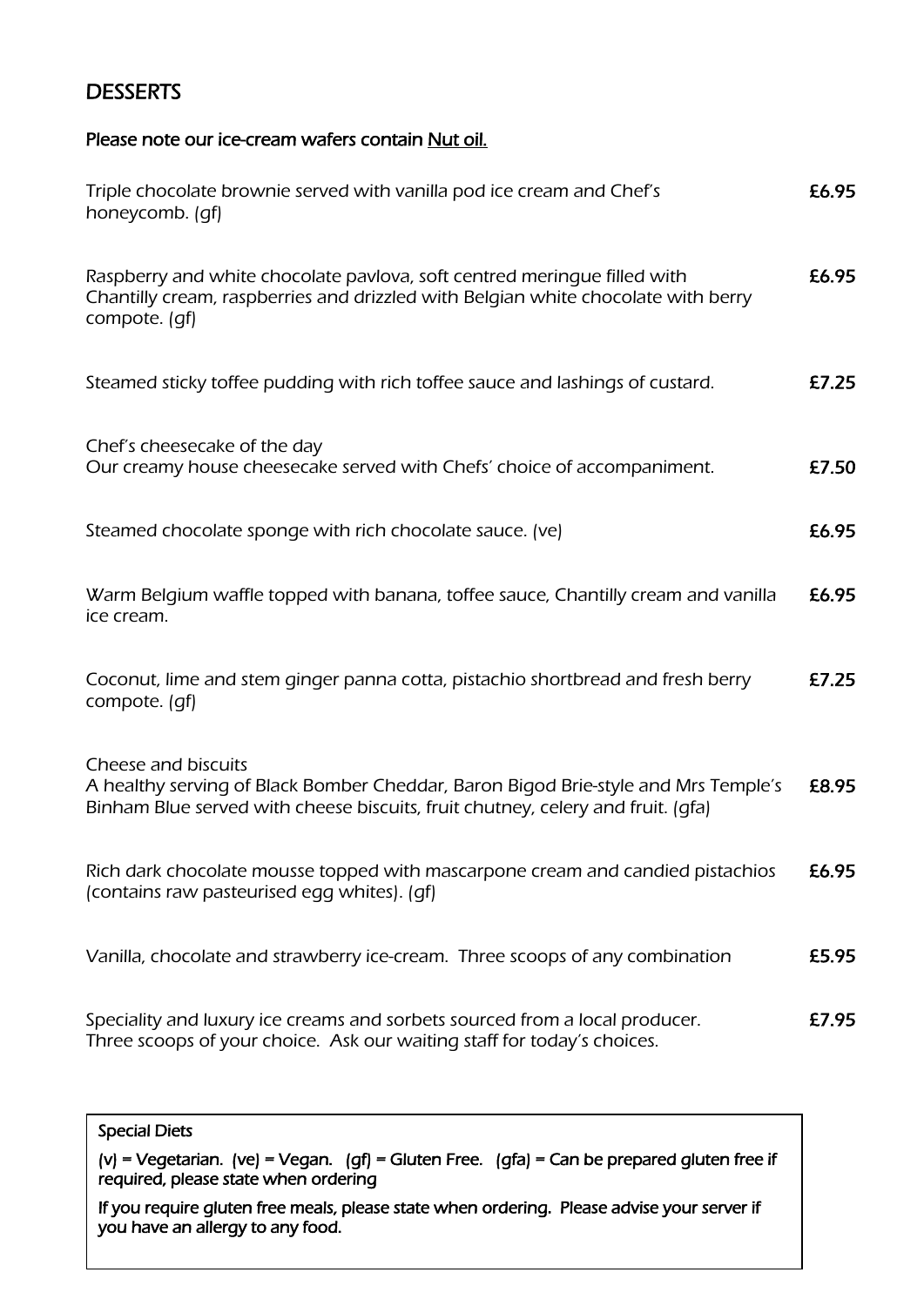## DESSERTS

**Please note our ice-cream wafers contain Nut oil.**

| | |
|---|---|
| Triple chocolate brownie served with vanilla pod ice cream and Chef's honeycomb. (gf) | **£6.95** |
| Raspberry and white chocolate pavlova, soft centred meringue filled with Chantilly cream, raspberries and drizzled with Belgian white chocolate with berry compote. (gf) | **£6.95** |
| Steamed sticky toffee pudding with rich toffee sauce and lashings of custard. | **£7.25** |
| Chef's cheesecake of the day<br>Our creamy house cheesecake served with Chefs' choice of accompaniment. | **£7.50** |
| Steamed chocolate sponge with rich chocolate sauce. (ve) | **£6.95** |
| Warm Belgium waffle topped with banana, toffee sauce, Chantilly cream and vanilla ice cream. | **£6.95** |
| Coconut, lime and stem ginger panna cotta, pistachio shortbread and fresh berry compote. (gf) | **£7.25** |
| Cheese and biscuits<br>A healthy serving of Black Bomber Cheddar, Baron Bigod Brie-style and Mrs Temple's Binham Blue served with cheese biscuits, fruit chutney, celery and fruit. (gfa) | **£8.95** |
| Rich dark chocolate mousse topped with mascarpone cream and candied pistachios (contains raw pasteurised egg whites). (gf) | **£6.95** |
| Vanilla, chocolate and strawberry ice-cream. Three scoops of any combination | **£5.95** |
| Speciality and luxury ice creams and sorbets sourced from a local producer. Three scoops of your choice. Ask our waiting staff for today's choices. | **£7.95** |

**Special Diets**

**(v) = Vegetarian. (ve) = Vegan. (gf) = Gluten Free. (gfa) = Can be prepared gluten free if required, please state when ordering**

**If you require gluten free meals, please state when ordering. Please advise your server if you have an allergy to any food.**